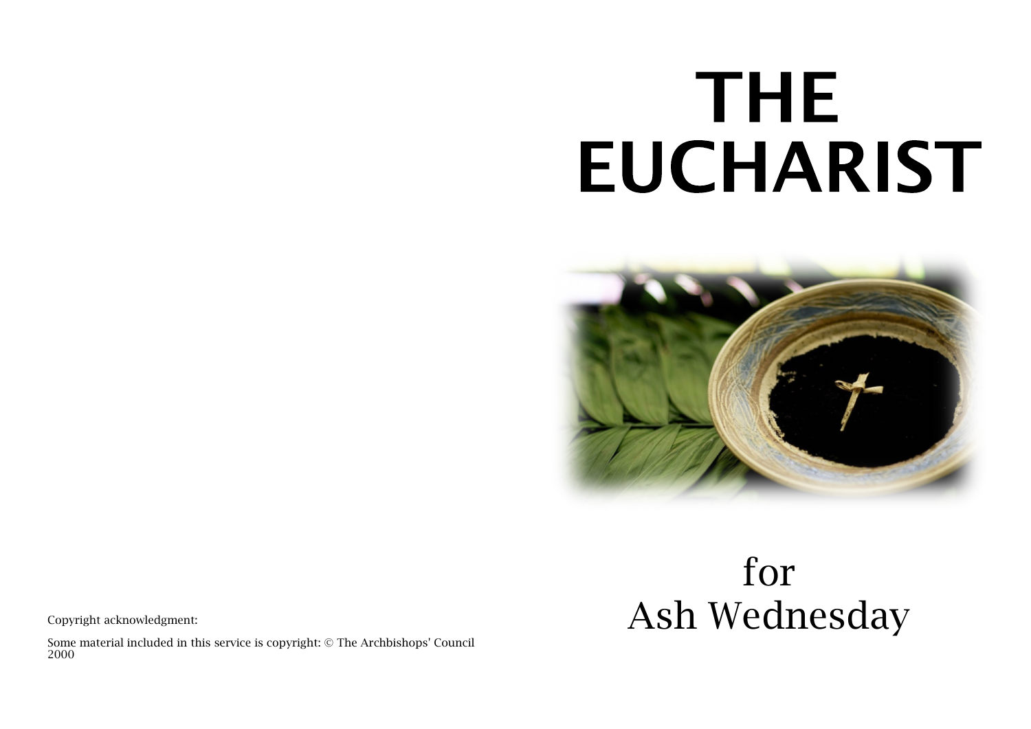# THE EUCHARIST

for
Ash Wednesday

Copyright acknowledgment:

Some material included in this service is copyright: © The Archbishops' Council 2000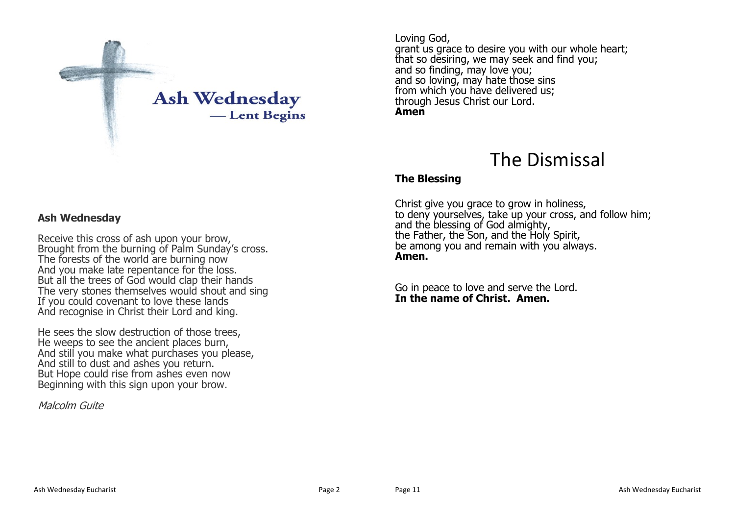Ash Wednesday

— Lent Begins

**Ash Wednesday**

Receive this cross of ash upon your brow,
Brought from the burning of Palm Sunday's cross.
The forests of the world are burning now
And you make late repentance for the loss.
But all the trees of God would clap their hands
The very stones themselves would shout and sing
If you could covenant to love these lands
And recognise in Christ their Lord and king.

He sees the slow destruction of those trees,
He weeps to see the ancient places burn,
And still you make what purchases you please,
And still to dust and ashes you return.
But Hope could rise from ashes even now
Beginning with this sign upon your brow.

*Malcolm Guite*

Loving God,
grant us grace to desire you with our whole heart;
that so desiring, we may seek and find you;
and so finding, may love you;
and so loving, may hate those sins
from which you have delivered us;
through Jesus Christ our Lord.
**Amen**

# The Dismissal

**The Blessing**

Christ give you grace to grow in holiness,
to deny yourselves, take up your cross, and follow him;
and the blessing of God almighty,
the Father, the Son, and the Holy Spirit,
be among you and remain with you always.
**Amen.**

Go in peace to love and serve the Lord.
**In the name of Christ. Amen.**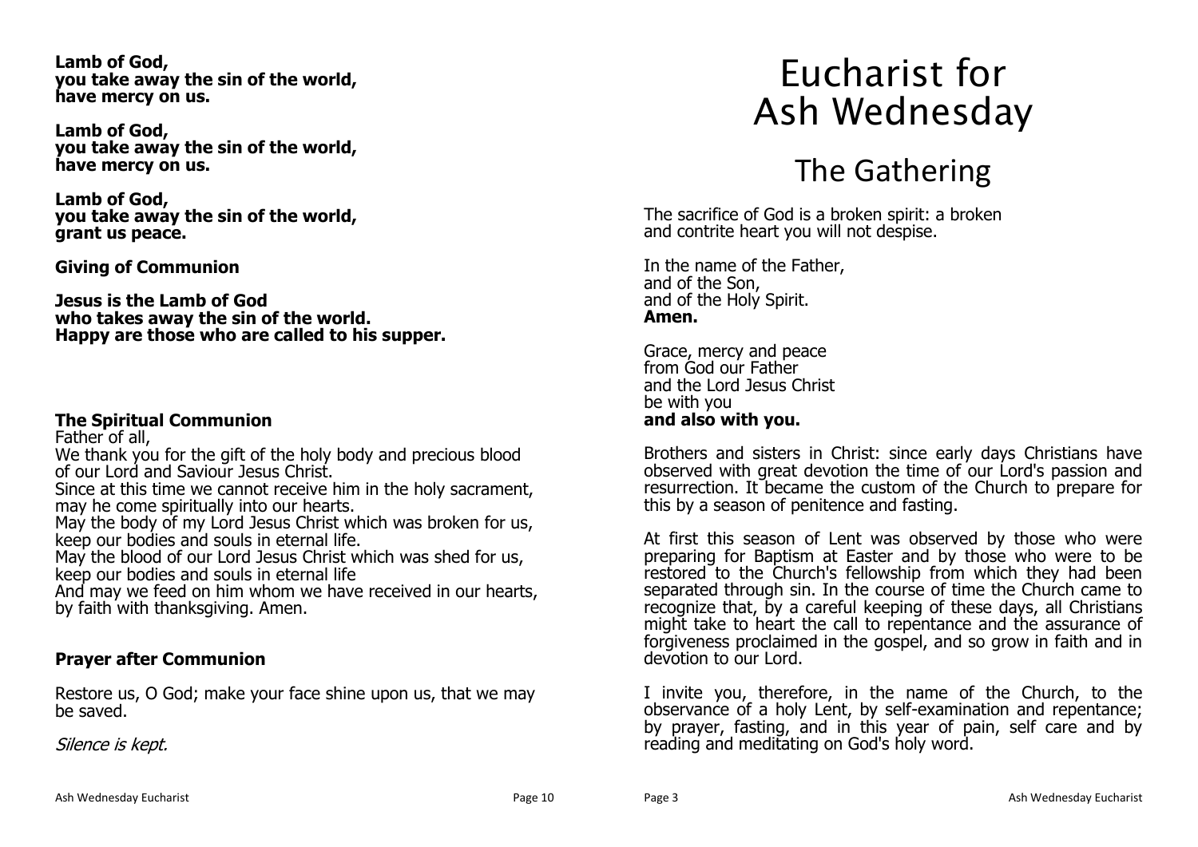**Lamb of God,**
**you take away the sin of the world,**
**have mercy on us.**

**Lamb of God,**
**you take away the sin of the world,**
**have mercy on us.**

**Lamb of God,**
**you take away the sin of the world,**
**grant us peace.**

**Giving of Communion**

**Jesus is the Lamb of God**
**who takes away the sin of the world.**
**Happy are those who are called to his supper.**

**The Spiritual Communion**

Father of all,
We thank you for the gift of the holy body and precious blood of our Lord and Saviour Jesus Christ.
Since at this time we cannot receive him in the holy sacrament, may he come spiritually into our hearts.
May the body of my Lord Jesus Christ which was broken for us, keep our bodies and souls in eternal life.
May the blood of our Lord Jesus Christ which was shed for us, keep our bodies and souls in eternal life
And may we feed on him whom we have received in our hearts, by faith with thanksgiving. Amen.

**Prayer after Communion**

Restore us, O God; make your face shine upon us, that we may be saved.

*Silence is kept.*

# Eucharist for Ash Wednesday

## The Gathering

The sacrifice of God is a broken spirit: a broken and contrite heart you will not despise.

In the name of the Father,
and of the Son,
and of the Holy Spirit.
**Amen.**

Grace, mercy and peace
from God our Father
and the Lord Jesus Christ
be with you
**and also with you.**

Brothers and sisters in Christ: since early days Christians have observed with great devotion the time of our Lord's passion and resurrection. It became the custom of the Church to prepare for this by a season of penitence and fasting.

At first this season of Lent was observed by those who were preparing for Baptism at Easter and by those who were to be restored to the Church's fellowship from which they had been separated through sin. In the course of time the Church came to recognize that, by a careful keeping of these days, all Christians might take to heart the call to repentance and the assurance of forgiveness proclaimed in the gospel, and so grow in faith and in devotion to our Lord.

I invite you, therefore, in the name of the Church, to the observance of a holy Lent, by self-examination and repentance; by prayer, fasting, and in this year of pain, self care and by reading and meditating on God's holy word.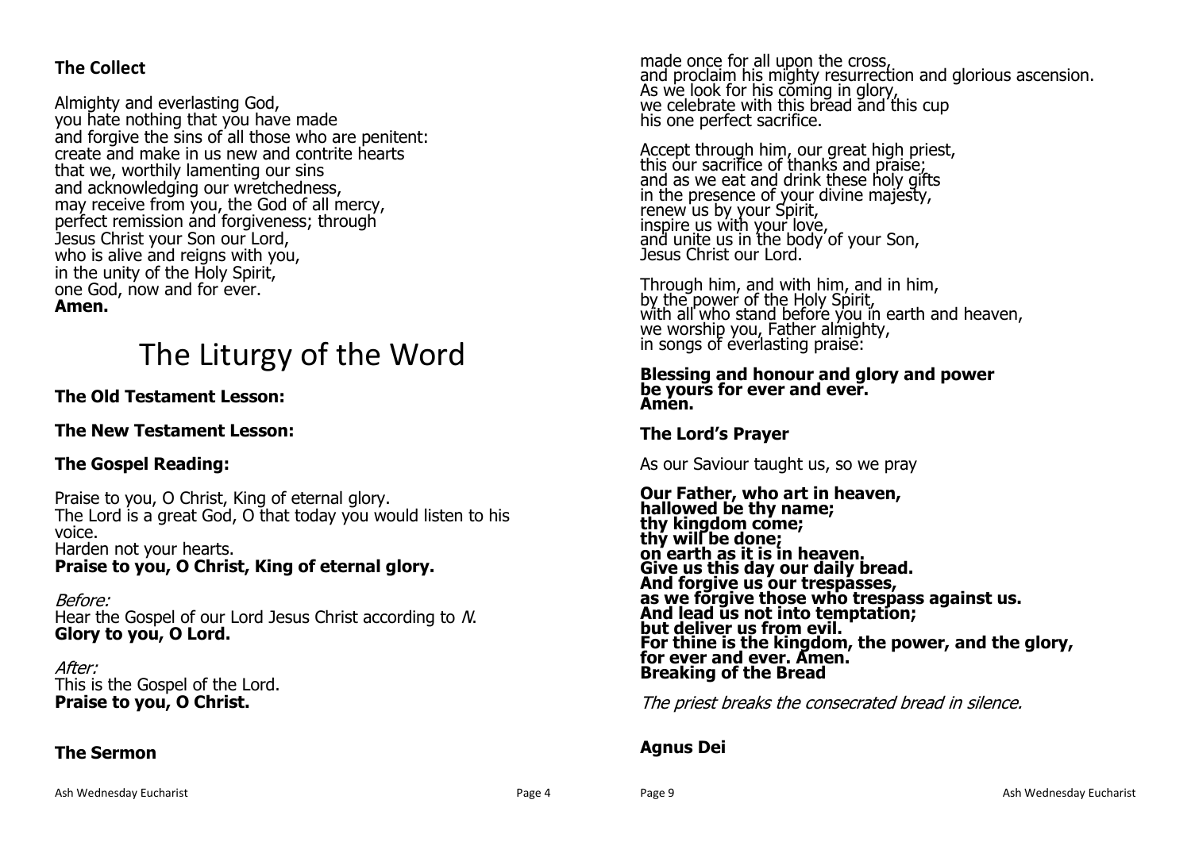### The Collect

Almighty and everlasting God,
you hate nothing that you have made
and forgive the sins of all those who are penitent:
create and make in us new and contrite hearts
that we, worthily lamenting our sins
and acknowledging our wretchedness,
may receive from you, the God of all mercy,
perfect remission and forgiveness; through
Jesus Christ your Son our Lord,
who is alive and reigns with you,
in the unity of the Holy Spirit,
one God, now and for ever.
**Amen.**

# The Liturgy of the Word

### The Old Testament Lesson:

### The New Testament Lesson:

### The Gospel Reading:

Praise to you, O Christ, King of eternal glory.
The Lord is a great God, O that today you would listen to his voice.
Harden not your hearts.
**Praise to you, O Christ, King of eternal glory.**

*Before:*
Hear the Gospel of our Lord Jesus Christ according to *N*.
**Glory to you, O Lord.**

*After:*
This is the Gospel of the Lord.
**Praise to you, O Christ.**

### The Sermon

made once for all upon the cross,
and proclaim his mighty resurrection and glorious ascension.
As we look for his coming in glory,
we celebrate with this bread and this cup
his one perfect sacrifice.

Accept through him, our great high priest,
this our sacrifice of thanks and praise;
and as we eat and drink these holy gifts
in the presence of your divine majesty,
renew us by your Spirit,
inspire us with your love,
and unite us in the body of your Son,
Jesus Christ our Lord.

Through him, and with him, and in him,
by the power of the Holy Spirit,
with all who stand before you in earth and heaven,
we worship you, Father almighty,
in songs of everlasting praise:

**Blessing and honour and glory and power
be yours for ever and ever.
Amen.**

### The Lord's Prayer

As our Saviour taught us, so we pray

**Our Father, who art in heaven,
hallowed be thy name;
thy kingdom come;
thy will be done;
on earth as it is in heaven.
Give us this day our daily bread.
And forgive us our trespasses,
as we forgive those who trespass against us.
And lead us not into temptation;
but deliver us from evil.
For thine is the kingdom, the power, and the glory,
for ever and ever. Amen.
Breaking of the Bread**

*The priest breaks the consecrated bread in silence.*

### Agnus Dei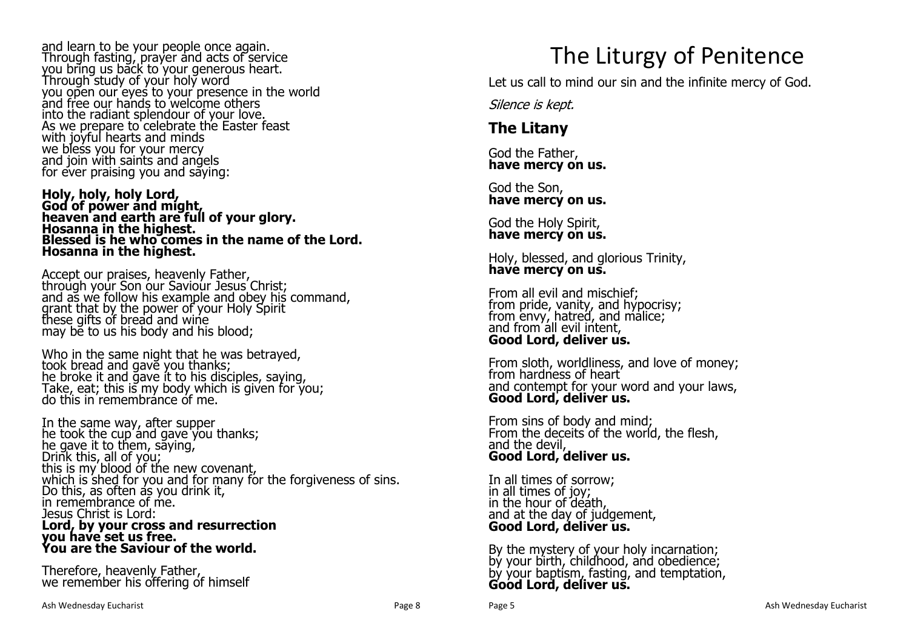and learn to be your people once again.
Through fasting, prayer and acts of service
you bring us back to your generous heart.
Through study of your holy word
you open our eyes to your presence in the world
and free our hands to welcome others
into the radiant splendour of your love.
As we prepare to celebrate the Easter feast
with joyful hearts and minds
we bless you for your mercy
and join with saints and angels
for ever praising you and saying:

**Holy, holy, holy Lord,
God of power and might,
heaven and earth are full of your glory.
Hosanna in the highest.
Blessed is he who comes in the name of the Lord.
Hosanna in the highest.**

Accept our praises, heavenly Father,
through your Son our Saviour Jesus Christ;
and as we follow his example and obey his command,
grant that by the power of your Holy Spirit
these gifts of bread and wine
may be to us his body and his blood;

Who in the same night that he was betrayed,
took bread and gave you thanks;
he broke it and gave it to his disciples, saying,
Take, eat; this is my body which is given for you;
do this in remembrance of me.

In the same way, after supper
he took the cup and gave you thanks;
he gave it to them, saying,
Drink this, all of you;
this is my blood of the new covenant,
which is shed for you and for many for the forgiveness of sins.
Do this, as often as you drink it,
in remembrance of me.
Jesus Christ is Lord:
**Lord, by your cross and resurrection
you have set us free.
You are the Saviour of the world.**

Therefore, heavenly Father,
we remember his offering of himself

# The Liturgy of Penitence

Let us call to mind our sin and the infinite mercy of God.

*Silence is kept.*

## The Litany

God the Father,
**have mercy on us.**

God the Son,
**have mercy on us.**

God the Holy Spirit,
**have mercy on us.**

Holy, blessed, and glorious Trinity,
**have mercy on us.**

From all evil and mischief;
from pride, vanity, and hypocrisy;
from envy, hatred, and malice;
and from all evil intent,
**Good Lord, deliver us.**

From sloth, worldliness, and love of money;
from hardness of heart
and contempt for your word and your laws,
**Good Lord, deliver us.**

From sins of body and mind;
From the deceits of the world, the flesh,
and the devil,
**Good Lord, deliver us.**

In all times of sorrow;
in all times of joy;
in the hour of death,
and at the day of judgement,
**Good Lord, deliver us.**

By the mystery of your holy incarnation;
by your birth, childhood, and obedience;
by your baptism, fasting, and temptation,
**Good Lord, deliver us.**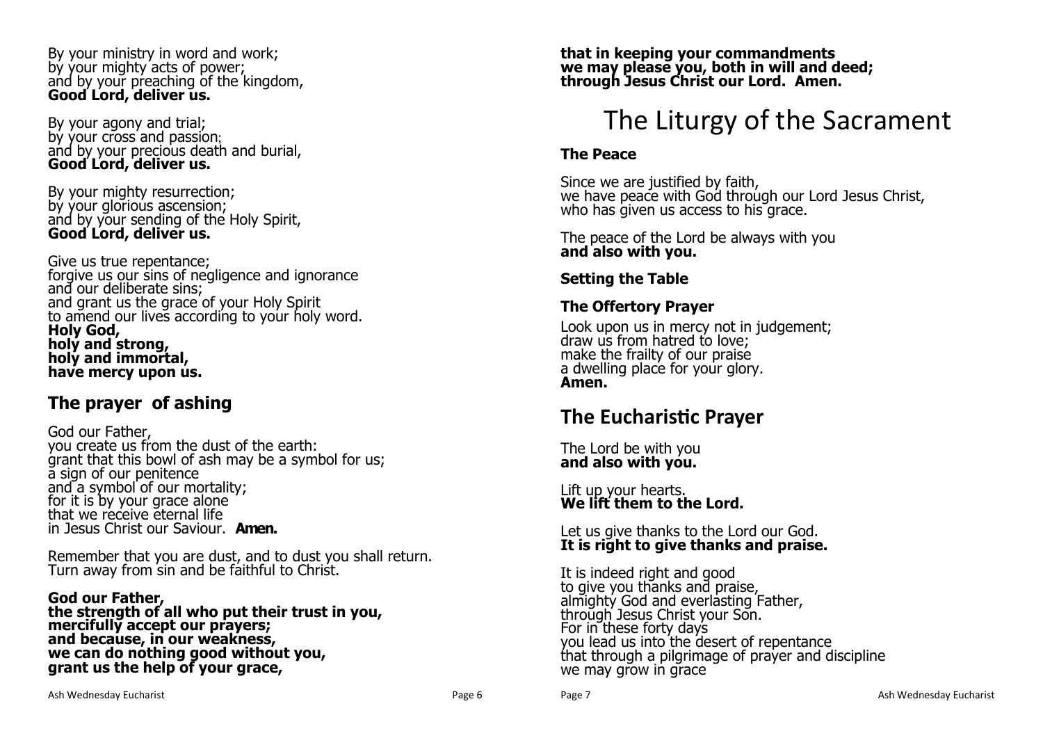By your ministry in word and work;  
by your mighty acts of power;  
and by your preaching of the kingdom,  
**Good Lord, deliver us.**

By your agony and trial;  
by your cross and passion;  
and by your precious death and burial,  
**Good Lord, deliver us.**

By your mighty resurrection;  
by your glorious ascension;  
and by your sending of the Holy Spirit,  
**Good Lord, deliver us.**

Give us true repentance;  
forgive us our sins of negligence and ignorance  
and our deliberate sins;  
and grant us the grace of your Holy Spirit  
to amend our lives according to your holy word.  
**Holy God,**  
**holy and strong,**  
**holy and immortal,**  
**have mercy upon us.**

## The prayer of ashing

God our Father,  
you create us from the dust of the earth:  
grant that this bowl of ash may be a symbol for us;  
a sign of our penitence  
and a symbol of our mortality;  
for it is by your grace alone  
that we receive eternal life  
in Jesus Christ our Saviour. **Amen.**

Remember that you are dust, and to dust you shall return.  
Turn away from sin and be faithful to Christ.

**God our Father,**  
**the strength of all who put their trust in you,**  
**mercifully accept our prayers;**  
**and because, in our weakness,**  
**we can do nothing good without you,**  
**grant us the help of your grace,**  
**that in keeping your commandments**  
**we may please you, both in will and deed;**  
**through Jesus Christ our Lord. Amen.**

# The Liturgy of the Sacrament

### The Peace

Since we are justified by faith,  
we have peace with God through our Lord Jesus Christ,  
who has given us access to his grace.

The peace of the Lord be always with you  
**and also with you.**

### Setting the Table

### The Offertory Prayer

Look upon us in mercy not in judgement;  
draw us from hatred to love;  
make the frailty of our praise  
a dwelling place for your glory.  
**Amen.**

## The Eucharistic Prayer

The Lord be with you  
**and also with you.**

Lift up your hearts.  
**We lift them to the Lord.**

Let us give thanks to the Lord our God.  
**It is right to give thanks and praise.**

It is indeed right and good  
to give you thanks and praise,  
almighty God and everlasting Father,  
through Jesus Christ your Son.  
For in these forty days  
you lead us into the desert of repentance  
that through a pilgrimage of prayer and discipline  
we may grow in grace